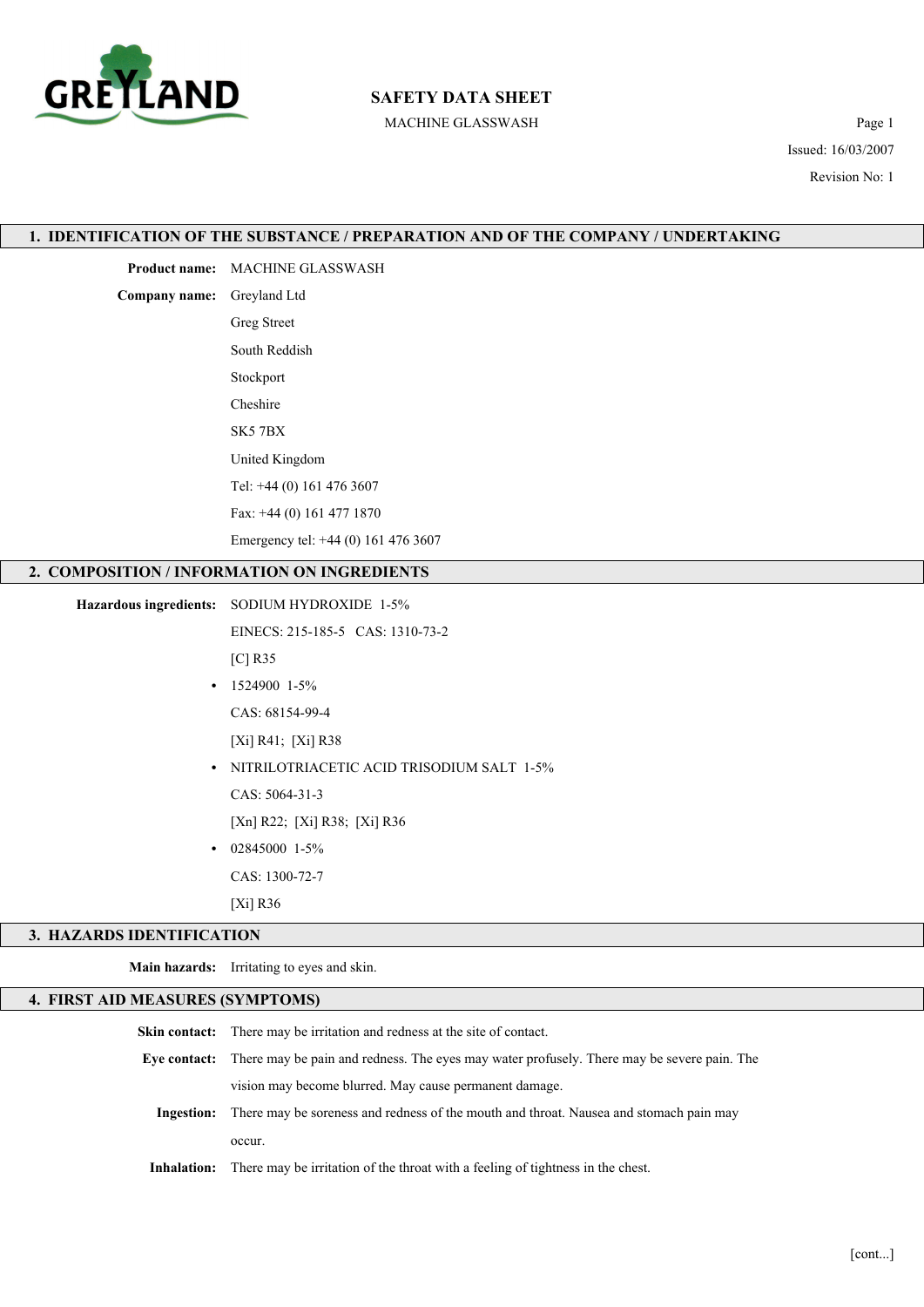# SAFETY DATA SHEET

MACHINE GLASSWASH

Issued: 16/03/2007

Revision No: 1

## 1. IDENTIFICATION OF THE SUBSTANCE / PREPARATION AND OF THE COMPANY / UNDERTAKING

**Product name:** MACHINE GLASSWASH

**Company name:** Greyland Ltd

Greg Street

South Reddish

Stockport

Cheshire

SK5 7BX

United Kingdom

Tel: +44 (0) 161 476 3607

Fax: +44 (0) 161 477 1870

Emergency tel: +44 (0) 161 476 3607

## 2. COMPOSITION / INFORMATION ON INGREDIENTS

**Hazardous ingredients:** SODIUM HYDROXIDE 1-5%

EINECS: 215-185-5 CAS: 1310-73-2

[C] R35

- 1524900 1-5%

  CAS: 68154-99-4

  [Xi] R41; [Xi] R38

- NITRILOTRIACETIC ACID TRISODIUM SALT 1-5%

  CAS: 5064-31-3

  [Xn] R22; [Xi] R38; [Xi] R36

- 02845000 1-5%

  CAS: 1300-72-7

  [Xi] R36

## 3. HAZARDS IDENTIFICATION

**Main hazards:** Irritating to eyes and skin.

## 4. FIRST AID MEASURES (SYMPTOMS)

**Skin contact:** There may be irritation and redness at the site of contact.

**Eye contact:** There may be pain and redness. The eyes may water profusely. There may be severe pain. The vision may become blurred. May cause permanent damage.

**Ingestion:** There may be soreness and redness of the mouth and throat. Nausea and stomach pain may occur.

**Inhalation:** There may be irritation of the throat with a feeling of tightness in the chest.

[cont...]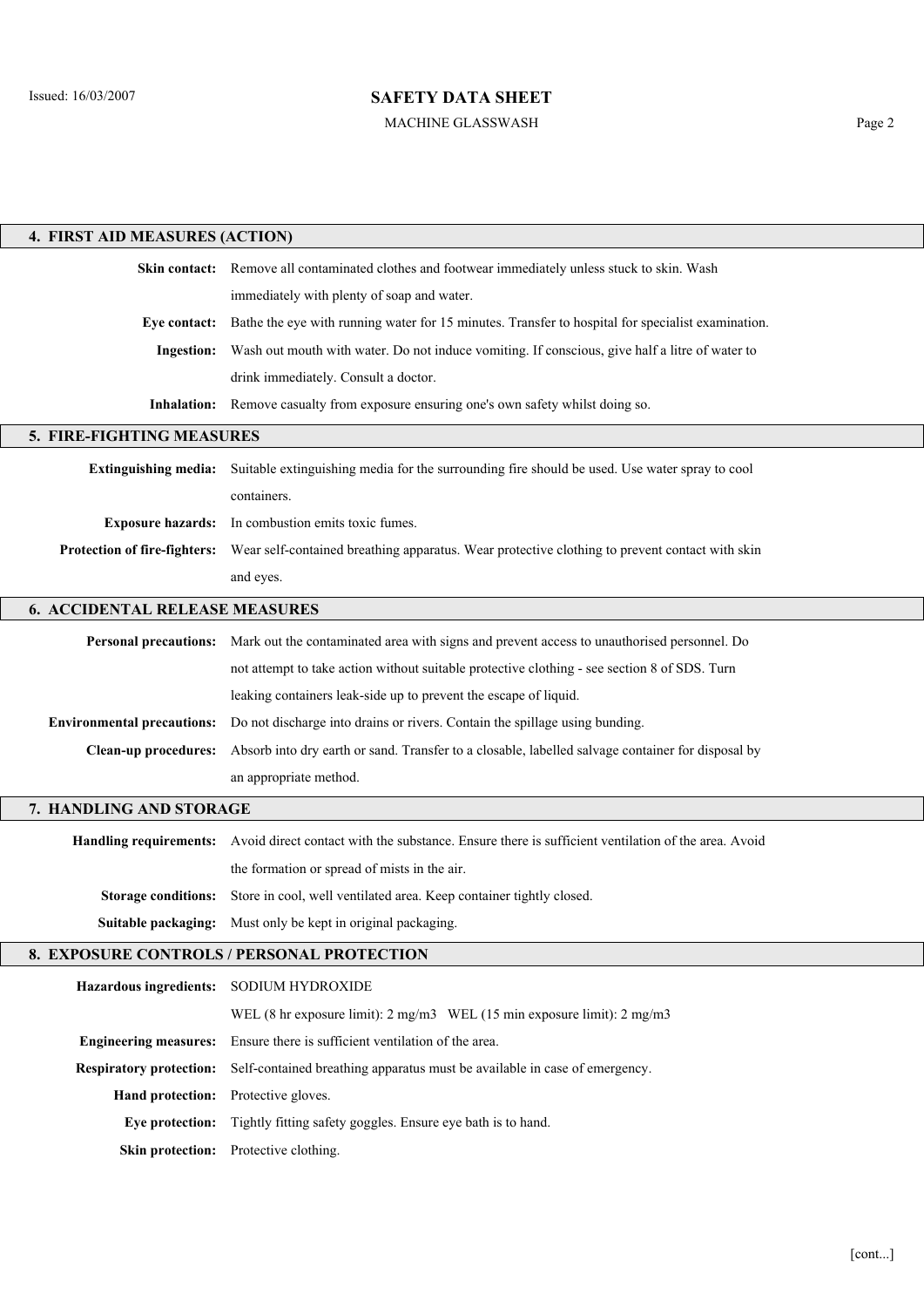## 4. FIRST AID MEASURES (ACTION)

**Skin contact:** Remove all contaminated clothes and footwear immediately unless stuck to skin. Wash immediately with plenty of soap and water.

**Eye contact:** Bathe the eye with running water for 15 minutes. Transfer to hospital for specialist examination.

**Ingestion:** Wash out mouth with water. Do not induce vomiting. If conscious, give half a litre of water to drink immediately. Consult a doctor.

**Inhalation:** Remove casualty from exposure ensuring one's own safety whilst doing so.

## 5. FIRE-FIGHTING MEASURES

**Extinguishing media:** Suitable extinguishing media for the surrounding fire should be used. Use water spray to cool containers.

**Exposure hazards:** In combustion emits toxic fumes.

**Protection of fire-fighters:** Wear self-contained breathing apparatus. Wear protective clothing to prevent contact with skin and eyes.

## 6. ACCIDENTAL RELEASE MEASURES

**Personal precautions:** Mark out the contaminated area with signs and prevent access to unauthorised personnel. Do not attempt to take action without suitable protective clothing - see section 8 of SDS. Turn leaking containers leak-side up to prevent the escape of liquid.

**Environmental precautions:** Do not discharge into drains or rivers. Contain the spillage using bunding.

**Clean-up procedures:** Absorb into dry earth or sand. Transfer to a closable, labelled salvage container for disposal by an appropriate method.

## 7. HANDLING AND STORAGE

**Handling requirements:** Avoid direct contact with the substance. Ensure there is sufficient ventilation of the area. Avoid the formation or spread of mists in the air.

**Storage conditions:** Store in cool, well ventilated area. Keep container tightly closed.

**Suitable packaging:** Must only be kept in original packaging.

## 8. EXPOSURE CONTROLS / PERSONAL PROTECTION

**Hazardous ingredients:** SODIUM HYDROXIDE

WEL (8 hr exposure limit): 2 mg/m3   WEL (15 min exposure limit): 2 mg/m3

**Engineering measures:** Ensure there is sufficient ventilation of the area.

**Respiratory protection:** Self-contained breathing apparatus must be available in case of emergency.

**Hand protection:** Protective gloves.

**Eye protection:** Tightly fitting safety goggles. Ensure eye bath is to hand.

**Skin protection:** Protective clothing.

[cont...]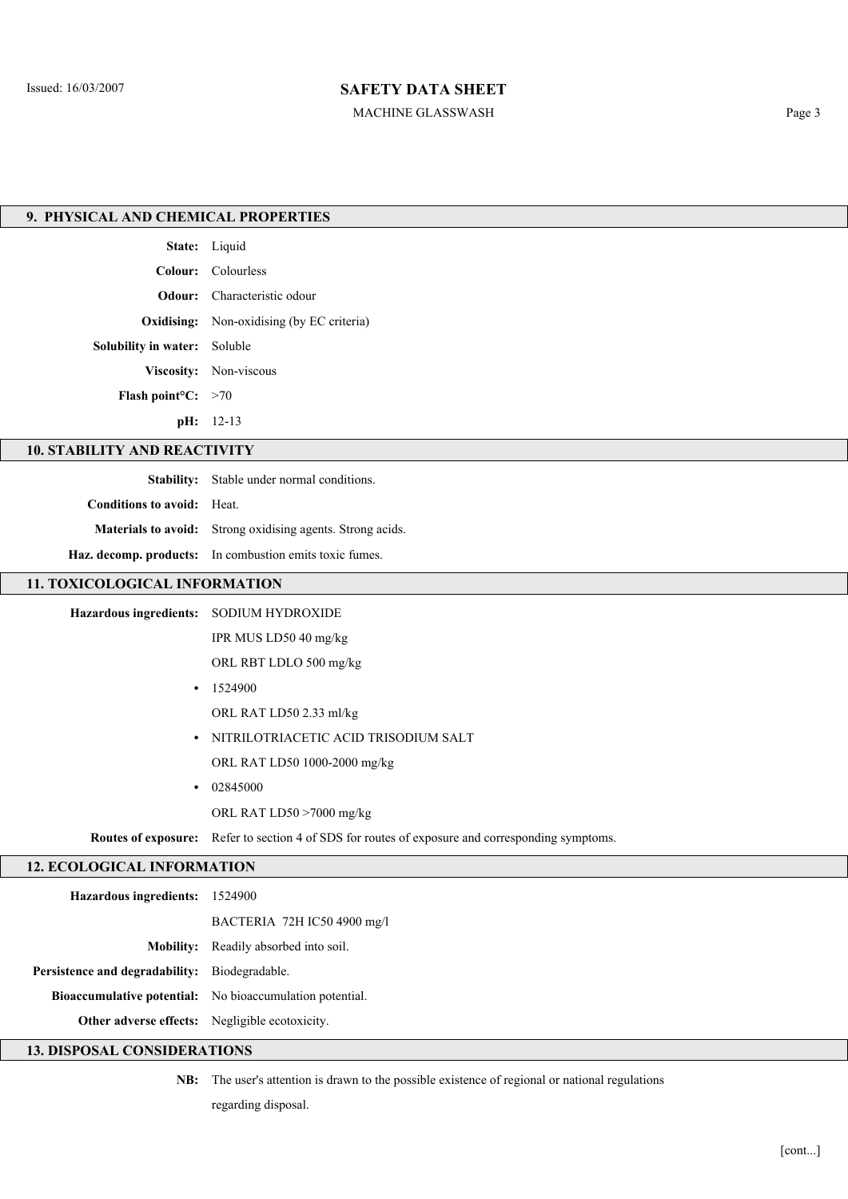## 9. PHYSICAL AND CHEMICAL PROPERTIES

**State:** Liquid

**Colour:** Colourless

**Odour:** Characteristic odour

**Oxidising:** Non-oxidising (by EC criteria)

**Solubility in water:** Soluble

**Viscosity:** Non-viscous

**Flash point°C:** >70

**pH:** 12-13

## 10. STABILITY AND REACTIVITY

**Stability:** Stable under normal conditions.

**Conditions to avoid:** Heat.

**Materials to avoid:** Strong oxidising agents. Strong acids.

**Haz. decomp. products:** In combustion emits toxic fumes.

## 11. TOXICOLOGICAL INFORMATION

**Hazardous ingredients:** SODIUM HYDROXIDE

IPR MUS LD50 40 mg/kg

ORL RBT LDLO 500 mg/kg

- 1524900

  ORL RAT LD50 2.33 ml/kg

- NITRILOTRIACETIC ACID TRISODIUM SALT

  ORL RAT LD50 1000-2000 mg/kg

- 02845000

  ORL RAT LD50 >7000 mg/kg

**Routes of exposure:** Refer to section 4 of SDS for routes of exposure and corresponding symptoms.

## 12. ECOLOGICAL INFORMATION

**Hazardous ingredients:** 1524900

BACTERIA 72H IC50 4900 mg/l

**Mobility:** Readily absorbed into soil.

**Persistence and degradability:** Biodegradable.

**Bioaccumulative potential:** No bioaccumulation potential.

**Other adverse effects:** Negligible ecotoxicity.

## 13. DISPOSAL CONSIDERATIONS

**NB:** The user's attention is drawn to the possible existence of regional or national regulations regarding disposal.

[cont...]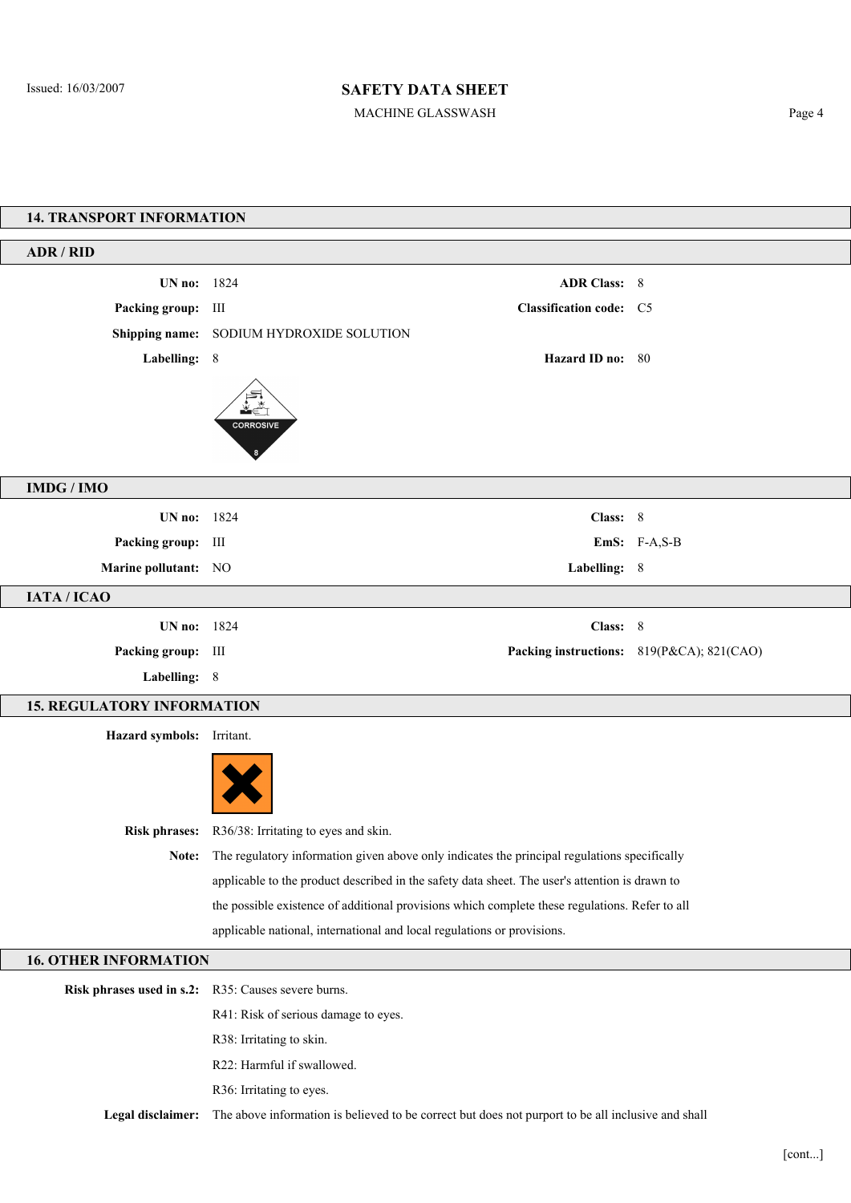## 14. TRANSPORT INFORMATION

### ADR / RID

**UN no:** 1824

**Packing group:** III

**Shipping name:** SODIUM HYDROXIDE SOLUTION

**Labelling:** 8

**ADR Class:** 8

**Classification code:** C5

**Hazard ID no:** 80

### IMDG / IMO

**UN no:** 1824

**Packing group:** III

**Marine pollutant:** NO

**Class:** 8

**EmS:** F-A,S-B

**Labelling:** 8

### IATA / ICAO

**UN no:** 1824

**Packing group:** III

**Labelling:** 8

**Class:** 8

**Packing instructions:** 819(P&CA); 821(CAO)

## 15. REGULATORY INFORMATION

**Hazard symbols:** Irritant.

**Risk phrases:** R36/38: Irritating to eyes and skin.

**Note:** The regulatory information given above only indicates the principal regulations specifically applicable to the product described in the safety data sheet. The user's attention is drawn to the possible existence of additional provisions which complete these regulations. Refer to all applicable national, international and local regulations or provisions.

## 16. OTHER INFORMATION

**Risk phrases used in s.2:** R35: Causes severe burns.

R41: Risk of serious damage to eyes.

R38: Irritating to skin.

R22: Harmful if swallowed.

R36: Irritating to eyes.

**Legal disclaimer:** The above information is believed to be correct but does not purport to be all inclusive and shall

[cont...]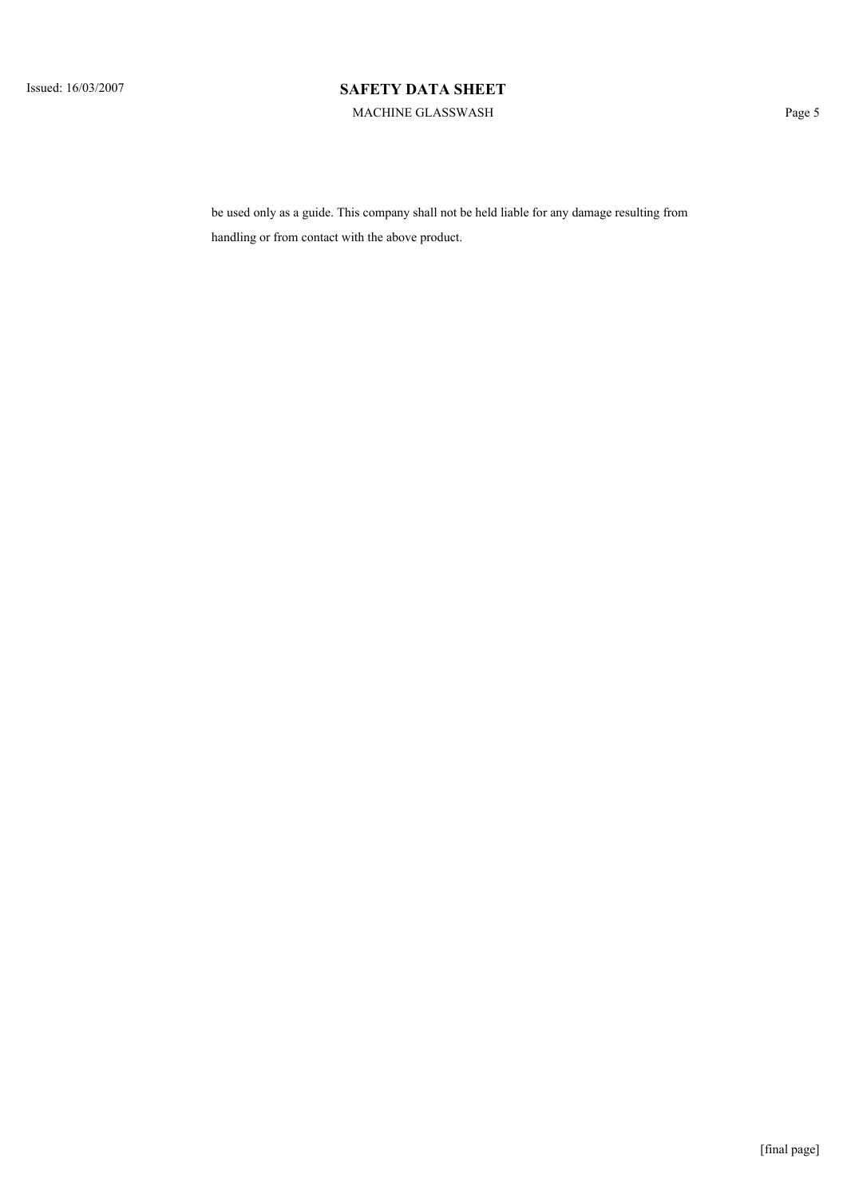be used only as a guide. This company shall not be held liable for any damage resulting from handling or from contact with the above product.

[final page]